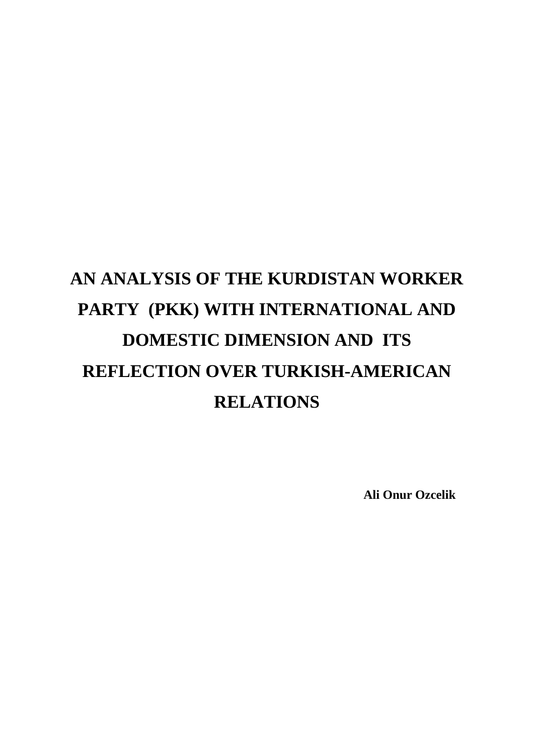# AN ANALYSIS OF THE KURDISTAN WORKER PARTY (PKK) WITH INTERNATIONAL AND DOMESTIC DIMENSION AND ITS REFLECTION OVER TURKISH-AMERICAN RELATIONS

**Ali Onur Ozcelik**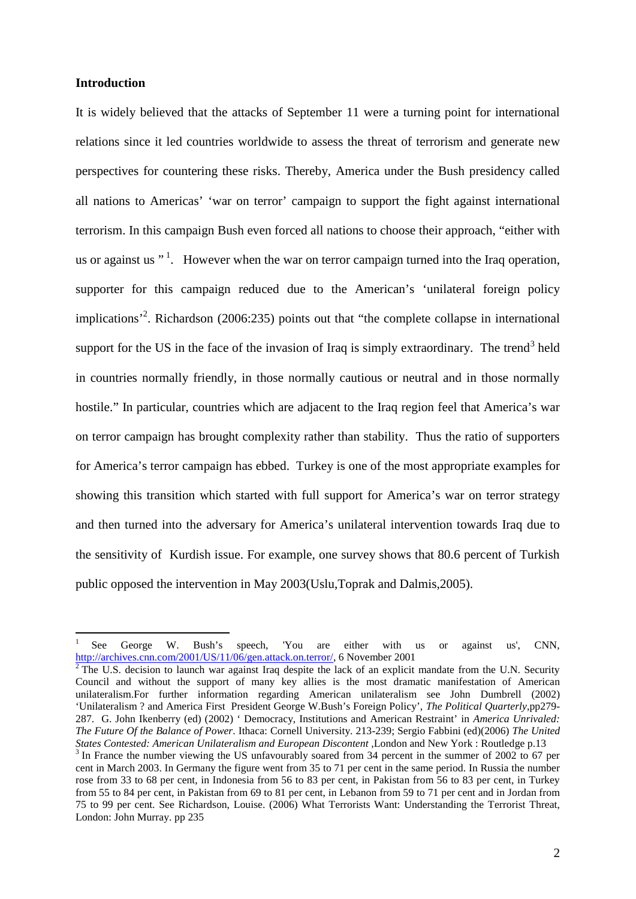### Introduction

It is widely believed that the attacks of September 11 were a turning point for international relations since it led countries worldwide to assess the threat of terrorism and generate new perspectives for countering these risks. Thereby, America under the Bush presidency called all nations to Americas' 'war on terror' campaign to support the fight against international terrorism. In this campaign Bush even forced all nations to choose their approach, "either with us or against us " [1]. However when the war on terror campaign turned into the Iraq operation, supporter for this campaign reduced due to the American's 'unilateral foreign policy implications'[2]. Richardson (2006:235) points out that "the complete collapse in international support for the US in the face of the invasion of Iraq is simply extraordinary. The trend[3] held in countries normally friendly, in those normally cautious or neutral and in those normally hostile." In particular, countries which are adjacent to the Iraq region feel that America's war on terror campaign has brought complexity rather than stability. Thus the ratio of supporters for America's terror campaign has ebbed. Turkey is one of the most appropriate examples for showing this transition which started with full support for America's war on terror strategy and then turned into the adversary for America's unilateral intervention towards Iraq due to the sensitivity of Kurdish issue. For example, one survey shows that 80.6 percent of Turkish public opposed the intervention in May 2003(Uslu,Toprak and Dalmis,2005).

---

[1] See George W. Bush's speech, 'You are either with us or against us', CNN, http://archives.cnn.com/2001/US/11/06/gen.attack.on.terror/, 6 November 2001

[2] The U.S. decision to launch war against Iraq despite the lack of an explicit mandate from the U.N. Security Council and without the support of many key allies is the most dramatic manifestation of American unilateralism.For further information regarding American unilateralism see John Dumbrell (2002) 'Unilateralism ? and America First President George W.Bush's Foreign Policy', *The Political Quarterly*,pp279-287. G. John Ikenberry (ed) (2002) ' Democracy, Institutions and American Restraint' in *America Unrivaled: The Future Of the Balance of Power*. Ithaca: Cornell University. 213-239; Sergio Fabbini (ed)(2006) *The United States Contested: American Unilateralism and European Discontent* ,London and New York : Routledge p.13

[3] In France the number viewing the US unfavourably soared from 34 percent in the summer of 2002 to 67 per cent in March 2003. In Germany the figure went from 35 to 71 per cent in the same period. In Russia the number rose from 33 to 68 per cent, in Indonesia from 56 to 83 per cent, in Pakistan from 56 to 83 per cent, in Turkey from 55 to 84 per cent, in Pakistan from 69 to 81 per cent, in Lebanon from 59 to 71 per cent and in Jordan from 75 to 99 per cent. See Richardson, Louise. (2006) What Terrorists Want: Understanding the Terrorist Threat, London: John Murray. pp 235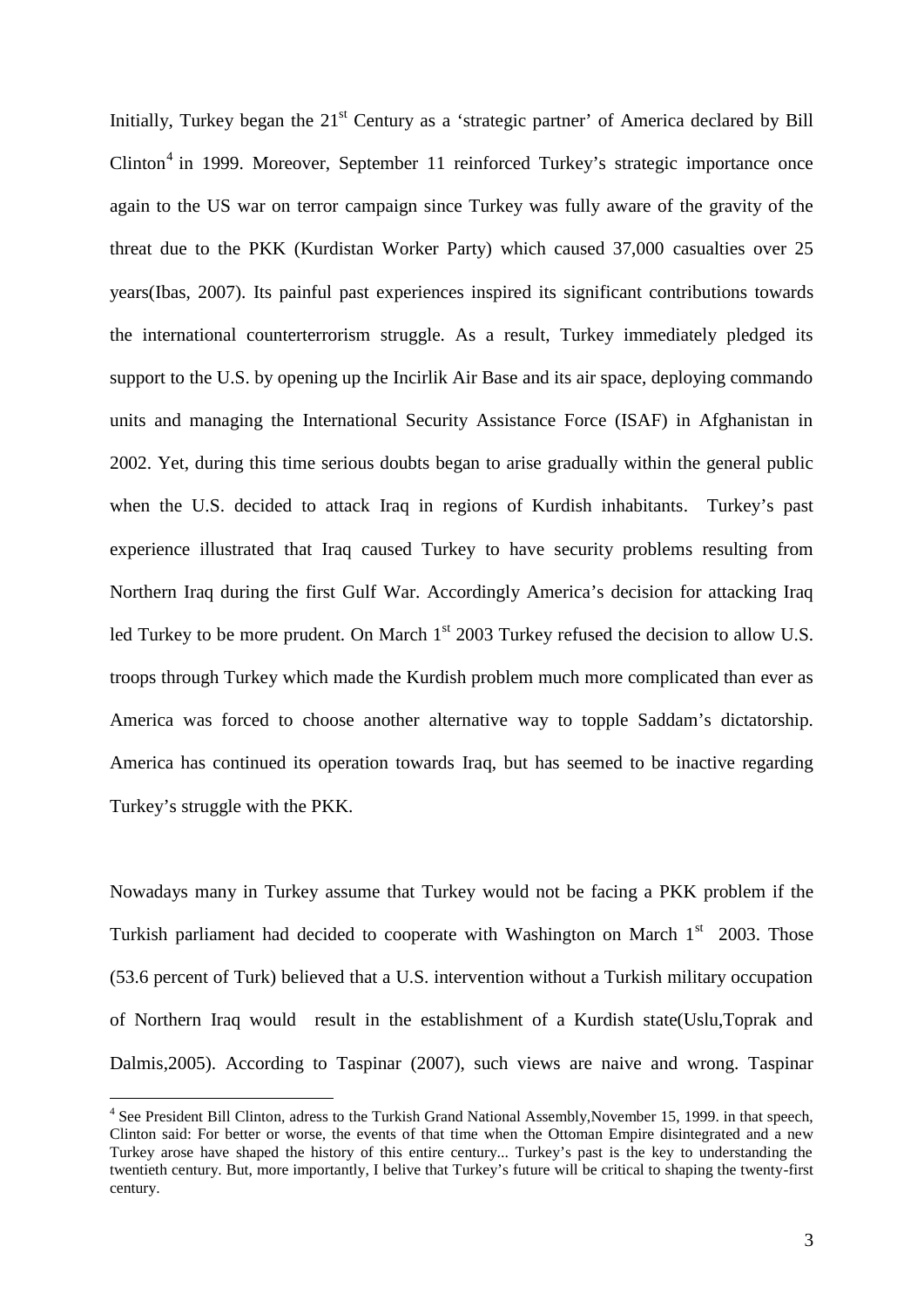Initially, Turkey began the 21st Century as a 'strategic partner' of America declared by Bill Clinton[4] in 1999. Moreover, September 11 reinforced Turkey's strategic importance once again to the US war on terror campaign since Turkey was fully aware of the gravity of the threat due to the PKK (Kurdistan Worker Party) which caused 37,000 casualties over 25 years(Ibas, 2007). Its painful past experiences inspired its significant contributions towards the international counterterrorism struggle. As a result, Turkey immediately pledged its support to the U.S. by opening up the Incirlik Air Base and its air space, deploying commando units and managing the International Security Assistance Force (ISAF) in Afghanistan in 2002. Yet, during this time serious doubts began to arise gradually within the general public when the U.S. decided to attack Iraq in regions of Kurdish inhabitants. Turkey's past experience illustrated that Iraq caused Turkey to have security problems resulting from Northern Iraq during the first Gulf War. Accordingly America's decision for attacking Iraq led Turkey to be more prudent. On March 1st 2003 Turkey refused the decision to allow U.S. troops through Turkey which made the Kurdish problem much more complicated than ever as America was forced to choose another alternative way to topple Saddam's dictatorship. America has continued its operation towards Iraq, but has seemed to be inactive regarding Turkey's struggle with the PKK.

Nowadays many in Turkey assume that Turkey would not be facing a PKK problem if the Turkish parliament had decided to cooperate with Washington on March 1st 2003. Those (53.6 percent of Turk) believed that a U.S. intervention without a Turkish military occupation of Northern Iraq would result in the establishment of a Kurdish state(Uslu,Toprak and Dalmis,2005). According to Taspinar (2007), such views are naive and wrong. Taspinar

[4] See President Bill Clinton, adress to the Turkish Grand National Assembly,November 15, 1999. in that speech, Clinton said: For better or worse, the events of that time when the Ottoman Empire disintegrated and a new Turkey arose have shaped the history of this entire century... Turkey's past is the key to understanding the twentieth century. But, more importantly, I belive that Turkey's future will be critical to shaping the twenty-first century.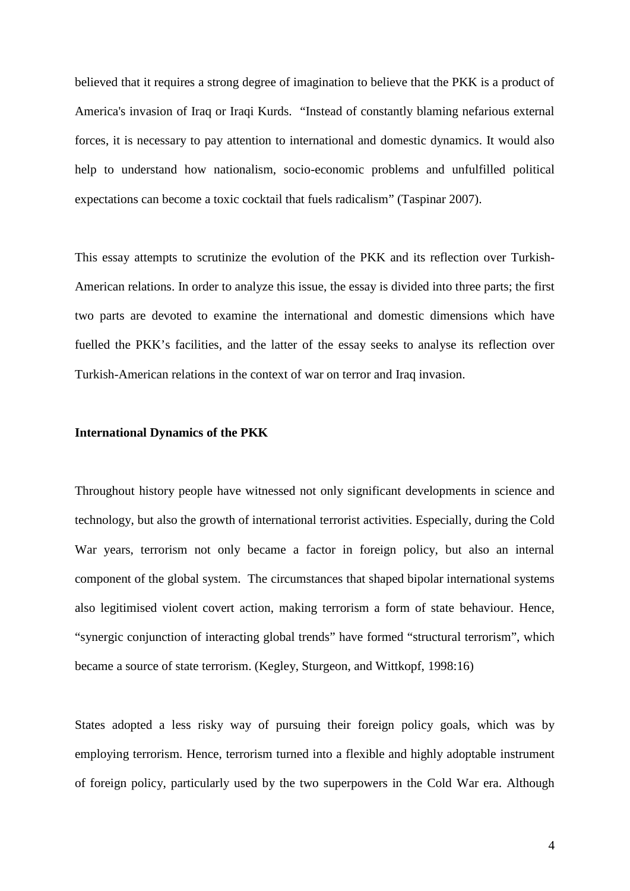believed that it requires a strong degree of imagination to believe that the PKK is a product of America's invasion of Iraq or Iraqi Kurds. "Instead of constantly blaming nefarious external forces, it is necessary to pay attention to international and domestic dynamics. It would also help to understand how nationalism, socio-economic problems and unfulfilled political expectations can become a toxic cocktail that fuels radicalism" (Taspinar 2007).

This essay attempts to scrutinize the evolution of the PKK and its reflection over Turkish-American relations. In order to analyze this issue, the essay is divided into three parts; the first two parts are devoted to examine the international and domestic dimensions which have fuelled the PKK's facilities, and the latter of the essay seeks to analyse its reflection over Turkish-American relations in the context of war on terror and Iraq invasion.

**International Dynamics of the PKK**

Throughout history people have witnessed not only significant developments in science and technology, but also the growth of international terrorist activities. Especially, during the Cold War years, terrorism not only became a factor in foreign policy, but also an internal component of the global system. The circumstances that shaped bipolar international systems also legitimised violent covert action, making terrorism a form of state behaviour. Hence, "synergic conjunction of interacting global trends" have formed "structural terrorism", which became a source of state terrorism. (Kegley, Sturgeon, and Wittkopf, 1998:16)

States adopted a less risky way of pursuing their foreign policy goals, which was by employing terrorism. Hence, terrorism turned into a flexible and highly adoptable instrument of foreign policy, particularly used by the two superpowers in the Cold War era. Although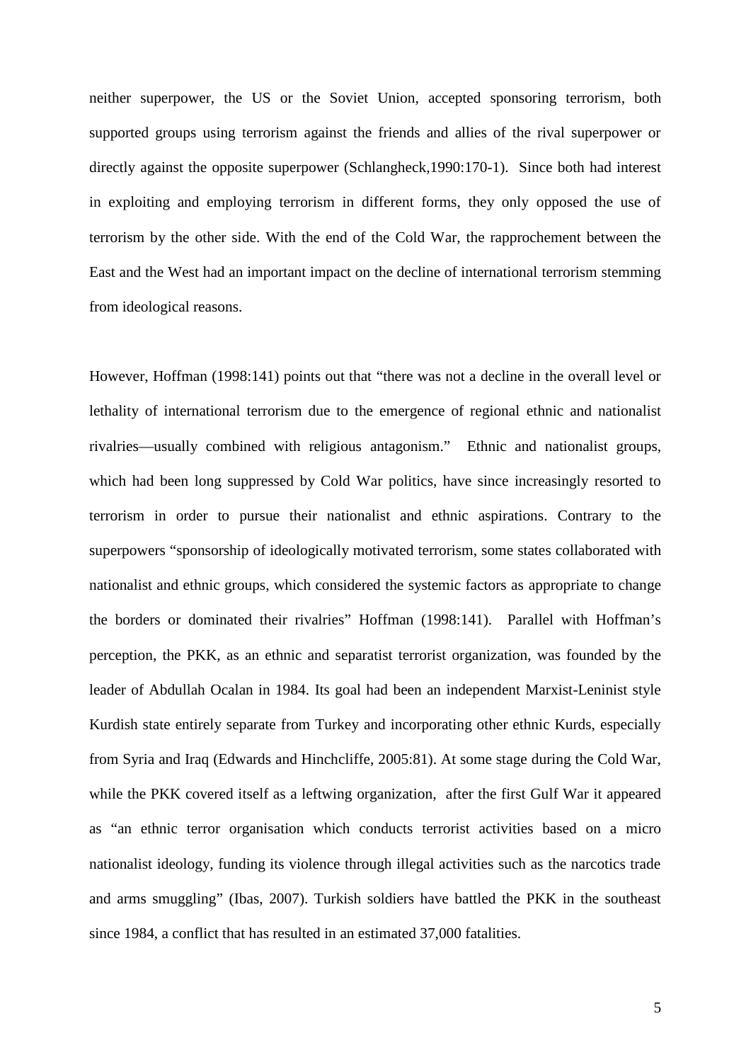neither superpower, the US or the Soviet Union, accepted sponsoring terrorism, both supported groups using terrorism against the friends and allies of the rival superpower or directly against the opposite superpower (Schlangheck,1990:170-1). Since both had interest in exploiting and employing terrorism in different forms, they only opposed the use of terrorism by the other side. With the end of the Cold War, the rapprochement between the East and the West had an important impact on the decline of international terrorism stemming from ideological reasons.

However, Hoffman (1998:141) points out that "there was not a decline in the overall level or lethality of international terrorism due to the emergence of regional ethnic and nationalist rivalries—usually combined with religious antagonism." Ethnic and nationalist groups, which had been long suppressed by Cold War politics, have since increasingly resorted to terrorism in order to pursue their nationalist and ethnic aspirations. Contrary to the superpowers "sponsorship of ideologically motivated terrorism, some states collaborated with nationalist and ethnic groups, which considered the systemic factors as appropriate to change the borders or dominated their rivalries" Hoffman (1998:141). Parallel with Hoffman's perception, the PKK, as an ethnic and separatist terrorist organization, was founded by the leader of Abdullah Ocalan in 1984. Its goal had been an independent Marxist-Leninist style Kurdish state entirely separate from Turkey and incorporating other ethnic Kurds, especially from Syria and Iraq (Edwards and Hinchcliffe, 2005:81). At some stage during the Cold War, while the PKK covered itself as a leftwing organization, after the first Gulf War it appeared as "an ethnic terror organisation which conducts terrorist activities based on a micro nationalist ideology, funding its violence through illegal activities such as the narcotics trade and arms smuggling" (Ibas, 2007). Turkish soldiers have battled the PKK in the southeast since 1984, a conflict that has resulted in an estimated 37,000 fatalities.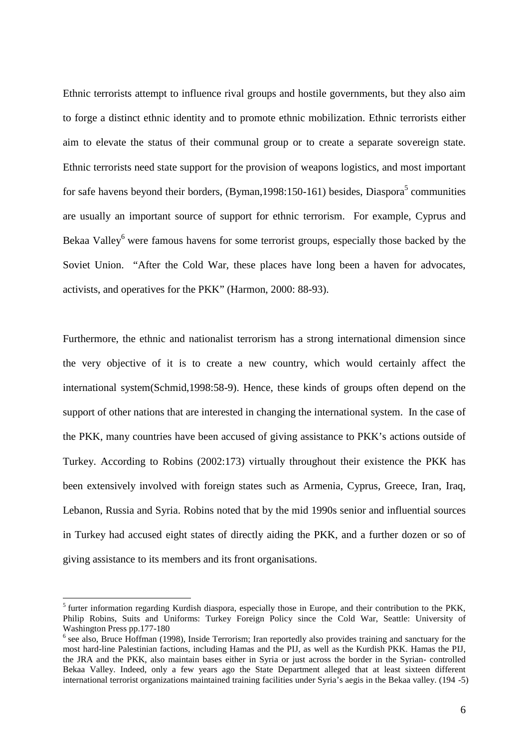Ethnic terrorists attempt to influence rival groups and hostile governments, but they also aim to forge a distinct ethnic identity and to promote ethnic mobilization. Ethnic terrorists either aim to elevate the status of their communal group or to create a separate sovereign state. Ethnic terrorists need state support for the provision of weapons logistics, and most important for safe havens beyond their borders, (Byman,1998:150-161) besides, Diaspora[5] communities are usually an important source of support for ethnic terrorism. For example, Cyprus and Bekaa Valley[6] were famous havens for some terrorist groups, especially those backed by the Soviet Union. "After the Cold War, these places have long been a haven for advocates, activists, and operatives for the PKK" (Harmon, 2000: 88-93).

Furthermore, the ethnic and nationalist terrorism has a strong international dimension since the very objective of it is to create a new country, which would certainly affect the international system(Schmid,1998:58-9). Hence, these kinds of groups often depend on the support of other nations that are interested in changing the international system. In the case of the PKK, many countries have been accused of giving assistance to PKK's actions outside of Turkey. According to Robins (2002:173) virtually throughout their existence the PKK has been extensively involved with foreign states such as Armenia, Cyprus, Greece, Iran, Iraq, Lebanon, Russia and Syria. Robins noted that by the mid 1990s senior and influential sources in Turkey had accused eight states of directly aiding the PKK, and a further dozen or so of giving assistance to its members and its front organisations.

---

[5] furter information regarding Kurdish diaspora, especially those in Europe, and their contribution to the PKK, Philip Robins, Suits and Uniforms: Turkey Foreign Policy since the Cold War, Seattle: University of Washington Press pp.177-180

[6] see also, Bruce Hoffman (1998), Inside Terrorism; Iran reportedly also provides training and sanctuary for the most hard-line Palestinian factions, including Hamas and the PIJ, as well as the Kurdish PKK. Hamas the PIJ, the JRA and the PKK, also maintain bases either in Syria or just across the border in the Syrian- controlled Bekaa Valley. Indeed, only a few years ago the State Department alleged that at least sixteen different international terrorist organizations maintained training facilities under Syria's aegis in the Bekaa valley. (194 -5)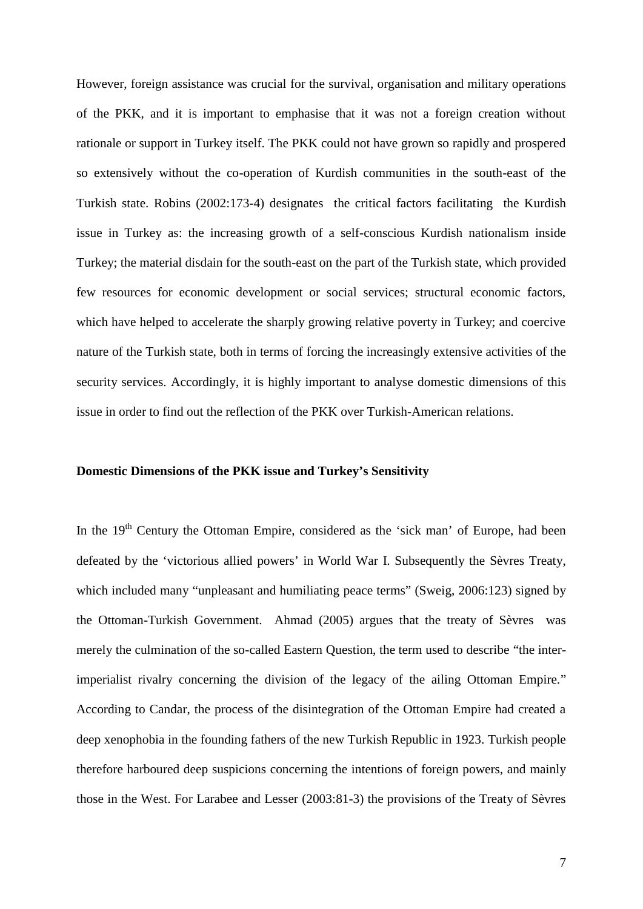However, foreign assistance was crucial for the survival, organisation and military operations of the PKK, and it is important to emphasise that it was not a foreign creation without rationale or support in Turkey itself. The PKK could not have grown so rapidly and prospered so extensively without the co-operation of Kurdish communities in the south-east of the Turkish state. Robins (2002:173-4) designates the critical factors facilitating the Kurdish issue in Turkey as: the increasing growth of a self-conscious Kurdish nationalism inside Turkey; the material disdain for the south-east on the part of the Turkish state, which provided few resources for economic development or social services; structural economic factors, which have helped to accelerate the sharply growing relative poverty in Turkey; and coercive nature of the Turkish state, both in terms of forcing the increasingly extensive activities of the security services. Accordingly, it is highly important to analyse domestic dimensions of this issue in order to find out the reflection of the PKK over Turkish-American relations.

**Domestic Dimensions of the PKK issue and Turkey's Sensitivity**

In the 19th Century the Ottoman Empire, considered as the 'sick man' of Europe, had been defeated by the 'victorious allied powers' in World War I. Subsequently the Sèvres Treaty, which included many "unpleasant and humiliating peace terms" (Sweig, 2006:123) signed by the Ottoman-Turkish Government. Ahmad (2005) argues that the treaty of Sèvres was merely the culmination of the so-called Eastern Question, the term used to describe "the inter-imperialist rivalry concerning the division of the legacy of the ailing Ottoman Empire." According to Candar, the process of the disintegration of the Ottoman Empire had created a deep xenophobia in the founding fathers of the new Turkish Republic in 1923. Turkish people therefore harboured deep suspicions concerning the intentions of foreign powers, and mainly those in the West. For Larabee and Lesser (2003:81-3) the provisions of the Treaty of Sèvres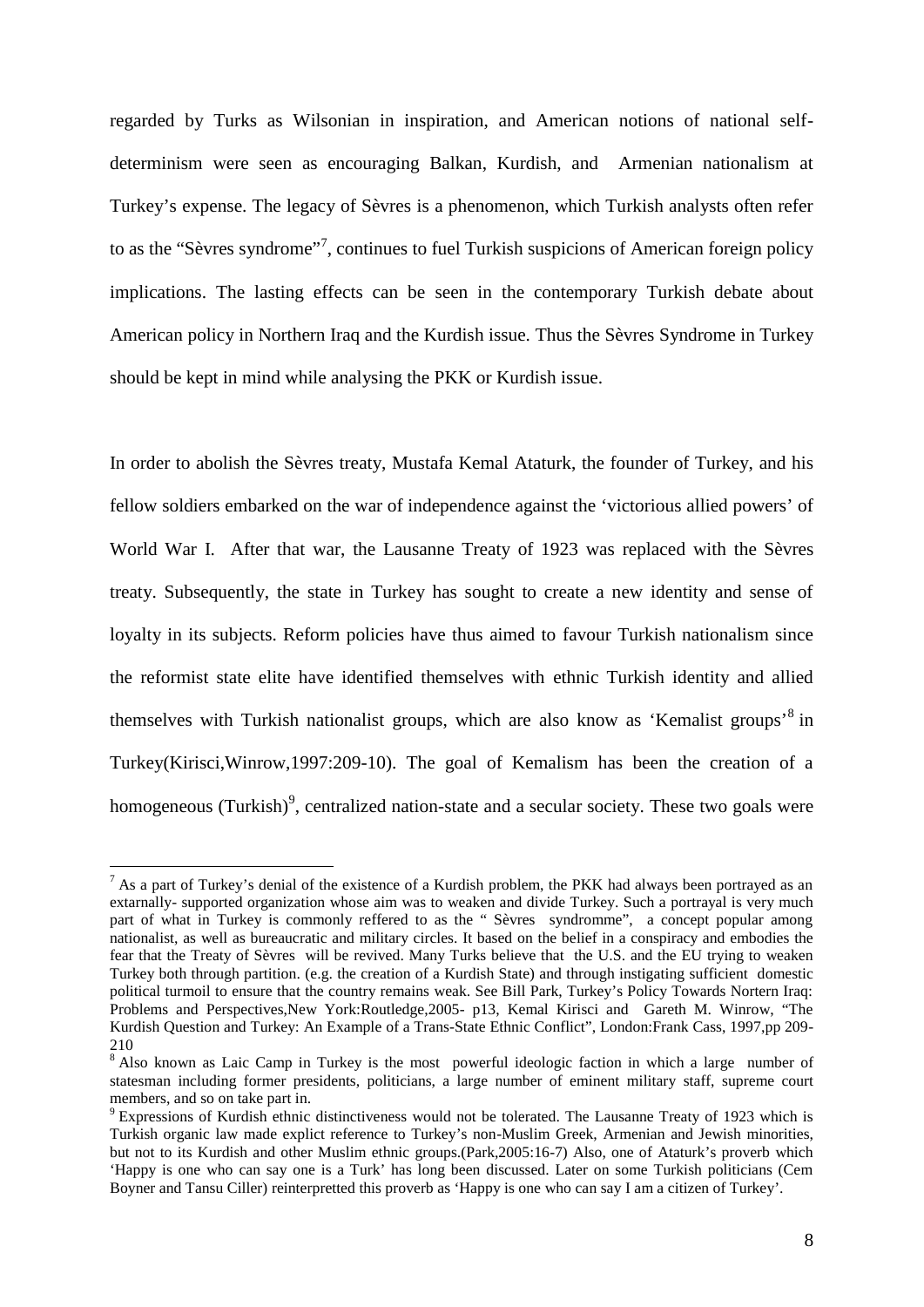regarded by Turks as Wilsonian in inspiration, and American notions of national self-determinism were seen as encouraging Balkan, Kurdish, and Armenian nationalism at Turkey's expense. The legacy of Sèvres is a phenomenon, which Turkish analysts often refer to as the "Sèvres syndrome"[7], continues to fuel Turkish suspicions of American foreign policy implications. The lasting effects can be seen in the contemporary Turkish debate about American policy in Northern Iraq and the Kurdish issue. Thus the Sèvres Syndrome in Turkey should be kept in mind while analysing the PKK or Kurdish issue.

In order to abolish the Sèvres treaty, Mustafa Kemal Ataturk, the founder of Turkey, and his fellow soldiers embarked on the war of independence against the 'victorious allied powers' of World War I. After that war, the Lausanne Treaty of 1923 was replaced with the Sèvres treaty. Subsequently, the state in Turkey has sought to create a new identity and sense of loyalty in its subjects. Reform policies have thus aimed to favour Turkish nationalism since the reformist state elite have identified themselves with ethnic Turkish identity and allied themselves with Turkish nationalist groups, which are also know as 'Kemalist groups'[8] in Turkey(Kirisci,Winrow,1997:209-10). The goal of Kemalism has been the creation of a homogeneous (Turkish)[9], centralized nation-state and a secular society. These two goals were

---

[7] As a part of Turkey's denial of the existence of a Kurdish problem, the PKK had always been portrayed as an externally- supported organization whose aim was to weaken and divide Turkey. Such a portrayal is very much part of what in Turkey is commonly reffered to as the " Sèvres syndromme", a concept popular among nationalist, as well as bureaucratic and military circles. It based on the belief in a conspiracy and embodies the fear that the Treaty of Sèvres will be revived. Many Turks believe that the U.S. and the EU trying to weaken Turkey both through partition. (e.g. the creation of a Kurdish State) and through instigating sufficient domestic political turmoil to ensure that the country remains weak. See Bill Park, Turkey's Policy Towards Nortern Iraq: Problems and Perspectives,New York:Routledge,2005- p13, Kemal Kirisci and Gareth M. Winrow, "The Kurdish Question and Turkey: An Example of a Trans-State Ethnic Conflict", London:Frank Cass, 1997,pp 209-210

[8] Also known as Laic Camp in Turkey is the most powerful ideologic faction in which a large number of statesman including former presidents, politicians, a large number of eminent military staff, supreme court members, and so on take part in.

[9] Expressions of Kurdish ethnic distinctiveness would not be tolerated. The Lausanne Treaty of 1923 which is Turkish organic law made explict reference to Turkey's non-Muslim Greek, Armenian and Jewish minorities, but not to its Kurdish and other Muslim ethnic groups.(Park,2005:16-7) Also, one of Ataturk's proverb which 'Happy is one who can say one is a Turk' has long been discussed. Later on some Turkish politicians (Cem Boyner and Tansu Ciller) reinterpretted this proverb as 'Happy is one who can say I am a citizen of Turkey'.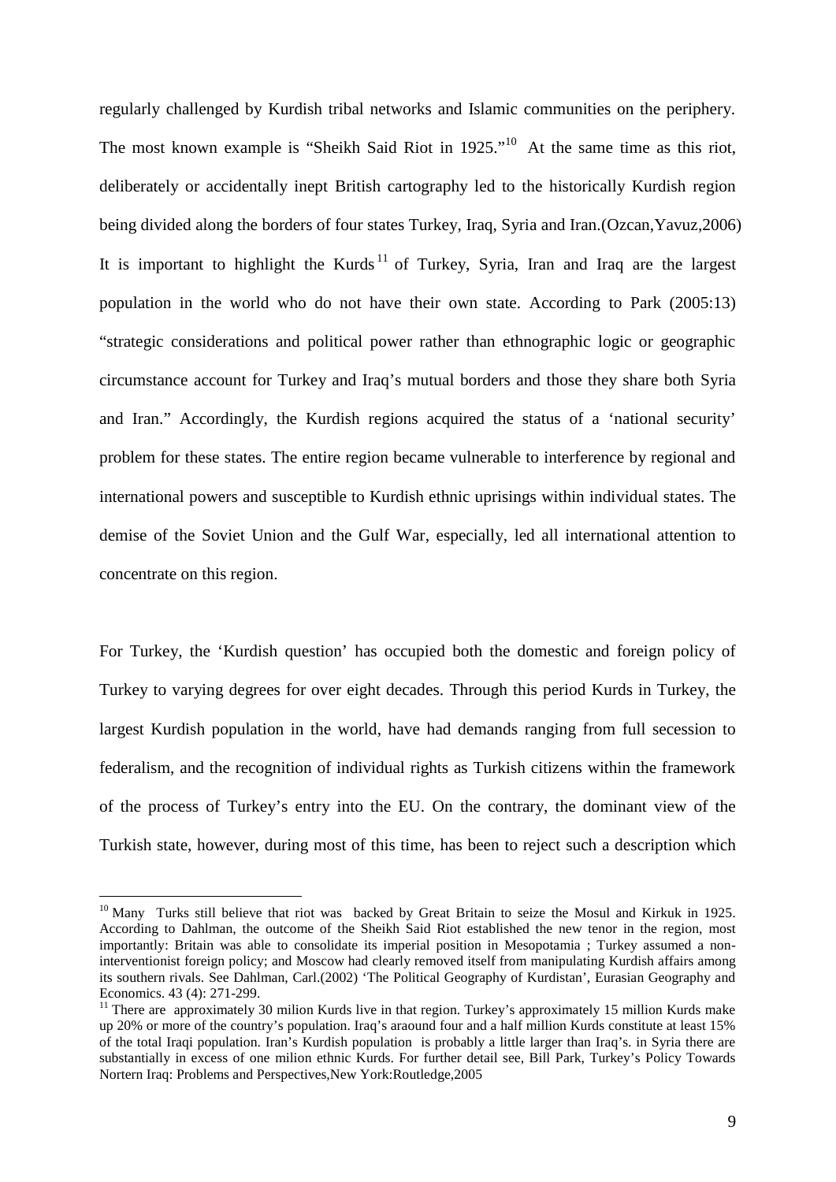regularly challenged by Kurdish tribal networks and Islamic communities on the periphery. The most known example is "Sheikh Said Riot in 1925."[10] At the same time as this riot, deliberately or accidentally inept British cartography led to the historically Kurdish region being divided along the borders of four states Turkey, Iraq, Syria and Iran.(Ozcan,Yavuz,2006) It is important to highlight the Kurds[11] of Turkey, Syria, Iran and Iraq are the largest population in the world who do not have their own state. According to Park (2005:13) "strategic considerations and political power rather than ethnographic logic or geographic circumstance account for Turkey and Iraq's mutual borders and those they share both Syria and Iran." Accordingly, the Kurdish regions acquired the status of a 'national security' problem for these states. The entire region became vulnerable to interference by regional and international powers and susceptible to Kurdish ethnic uprisings within individual states. The demise of the Soviet Union and the Gulf War, especially, led all international attention to concentrate on this region.

For Turkey, the 'Kurdish question' has occupied both the domestic and foreign policy of Turkey to varying degrees for over eight decades. Through this period Kurds in Turkey, the largest Kurdish population in the world, have had demands ranging from full secession to federalism, and the recognition of individual rights as Turkish citizens within the framework of the process of Turkey's entry into the EU. On the contrary, the dominant view of the Turkish state, however, during most of this time, has been to reject such a description which

---

[10] Many Turks still believe that riot was backed by Great Britain to seize the Mosul and Kirkuk in 1925. According to Dahlman, the outcome of the Sheikh Said Riot established the new tenor in the region, most importantly: Britain was able to consolidate its imperial position in Mesopotamia ; Turkey assumed a non-interventionist foreign policy; and Moscow had clearly removed itself from manipulating Kurdish affairs among its southern rivals. See Dahlman, Carl.(2002) 'The Political Geography of Kurdistan', Eurasian Geography and Economics. 43 (4): 271-299.

[11] There are approximately 30 milion Kurds live in that region. Turkey's approximately 15 million Kurds make up 20% or more of the country's population. Iraq's araound four and a half million Kurds constitute at least 15% of the total Iraqi population. Iran's Kurdish population is probably a little larger than Iraq's. in Syria there are substantially in excess of one milion ethnic Kurds. For further detail see, Bill Park, Turkey's Policy Towards Nortern Iraq: Problems and Perspectives,New York:Routledge,2005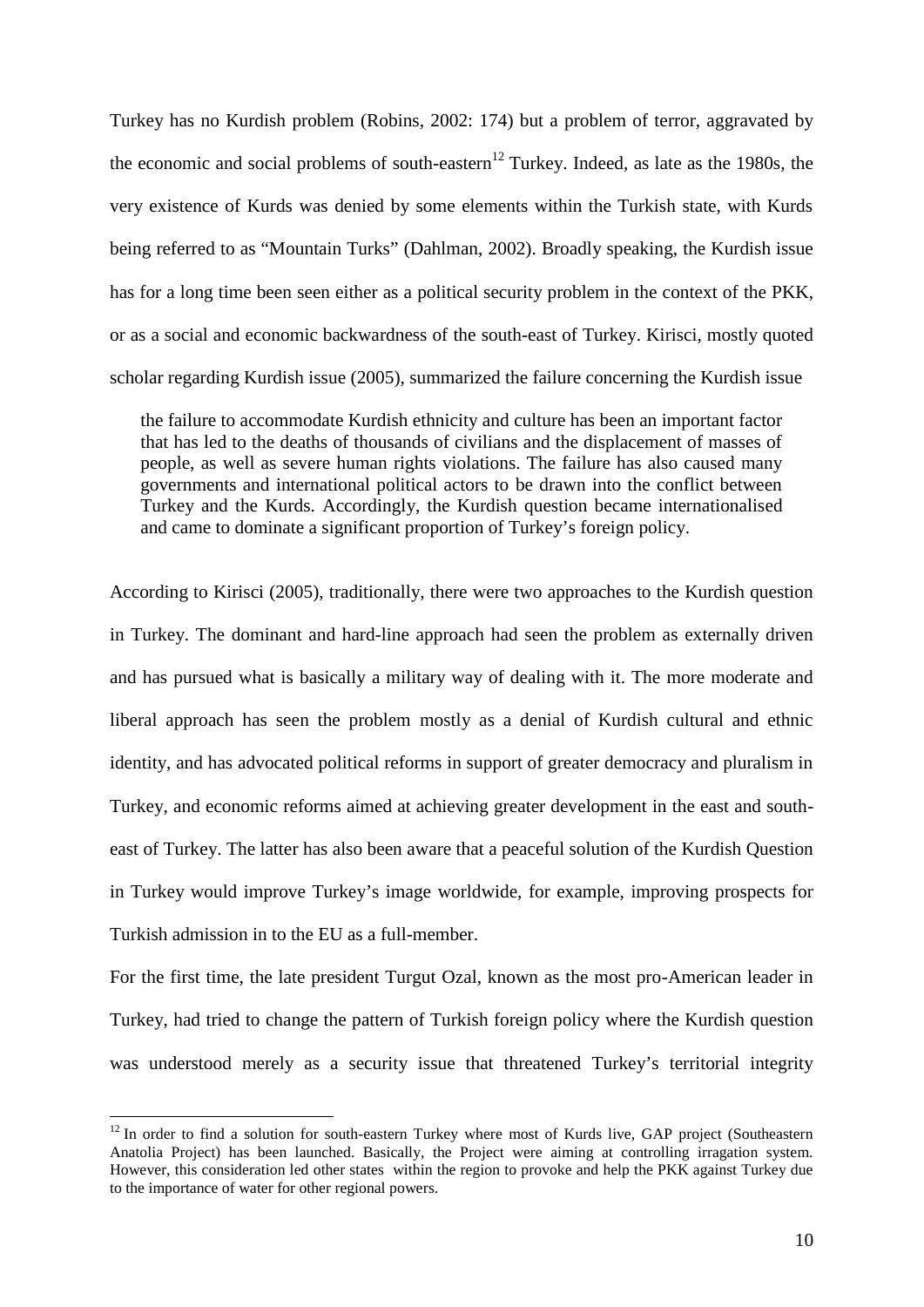Turkey has no Kurdish problem (Robins, 2002: 174) but a problem of terror, aggravated by the economic and social problems of south-eastern[12] Turkey. Indeed, as late as the 1980s, the very existence of Kurds was denied by some elements within the Turkish state, with Kurds being referred to as "Mountain Turks" (Dahlman, 2002). Broadly speaking, the Kurdish issue has for a long time been seen either as a political security problem in the context of the PKK, or as a social and economic backwardness of the south-east of Turkey. Kirisci, mostly quoted scholar regarding Kurdish issue (2005), summarized the failure concerning the Kurdish issue

> the failure to accommodate Kurdish ethnicity and culture has been an important factor that has led to the deaths of thousands of civilians and the displacement of masses of people, as well as severe human rights violations. The failure has also caused many governments and international political actors to be drawn into the conflict between Turkey and the Kurds. Accordingly, the Kurdish question became internationalised and came to dominate a significant proportion of Turkey's foreign policy.

According to Kirisci (2005), traditionally, there were two approaches to the Kurdish question in Turkey. The dominant and hard-line approach had seen the problem as externally driven and has pursued what is basically a military way of dealing with it. The more moderate and liberal approach has seen the problem mostly as a denial of Kurdish cultural and ethnic identity, and has advocated political reforms in support of greater democracy and pluralism in Turkey, and economic reforms aimed at achieving greater development in the east and south-east of Turkey. The latter has also been aware that a peaceful solution of the Kurdish Question in Turkey would improve Turkey's image worldwide, for example, improving prospects for Turkish admission in to the EU as a full-member.

For the first time, the late president Turgut Ozal, known as the most pro-American leader in Turkey, had tried to change the pattern of Turkish foreign policy where the Kurdish question was understood merely as a security issue that threatened Turkey's territorial integrity

---

[12] In order to find a solution for south-eastern Turkey where most of Kurds live, GAP project (Southeastern Anatolia Project) has been launched. Basically, the Project were aiming at controlling irragation system. However, this consideration led other states within the region to provoke and help the PKK against Turkey due to the importance of water for other regional powers.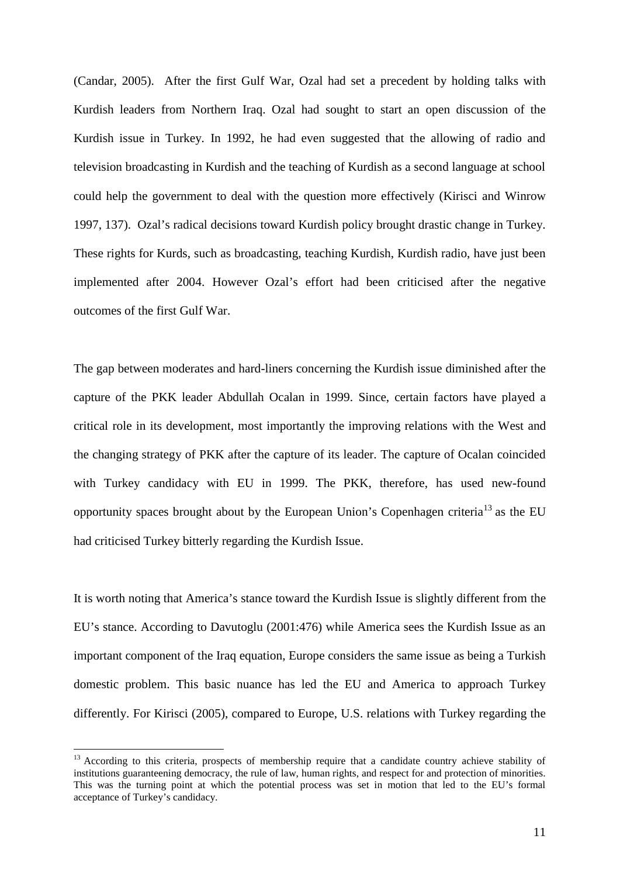(Candar, 2005). After the first Gulf War, Ozal had set a precedent by holding talks with Kurdish leaders from Northern Iraq. Ozal had sought to start an open discussion of the Kurdish issue in Turkey. In 1992, he had even suggested that the allowing of radio and television broadcasting in Kurdish and the teaching of Kurdish as a second language at school could help the government to deal with the question more effectively (Kirisci and Winrow 1997, 137). Ozal's radical decisions toward Kurdish policy brought drastic change in Turkey. These rights for Kurds, such as broadcasting, teaching Kurdish, Kurdish radio, have just been implemented after 2004. However Ozal's effort had been criticised after the negative outcomes of the first Gulf War.

The gap between moderates and hard-liners concerning the Kurdish issue diminished after the capture of the PKK leader Abdullah Ocalan in 1999. Since, certain factors have played a critical role in its development, most importantly the improving relations with the West and the changing strategy of PKK after the capture of its leader. The capture of Ocalan coincided with Turkey candidacy with EU in 1999. The PKK, therefore, has used new-found opportunity spaces brought about by the European Union's Copenhagen criteria[13] as the EU had criticised Turkey bitterly regarding the Kurdish Issue.

It is worth noting that America's stance toward the Kurdish Issue is slightly different from the EU's stance. According to Davutoglu (2001:476) while America sees the Kurdish Issue as an important component of the Iraq equation, Europe considers the same issue as being a Turkish domestic problem. This basic nuance has led the EU and America to approach Turkey differently. For Kirisci (2005), compared to Europe, U.S. relations with Turkey regarding the

[13] According to this criteria, prospects of membership require that a candidate country achieve stability of institutions guaranteening democracy, the rule of law, human rights, and respect for and protection of minorities. This was the turning point at which the potential process was set in motion that led to the EU's formal acceptance of Turkey's candidacy.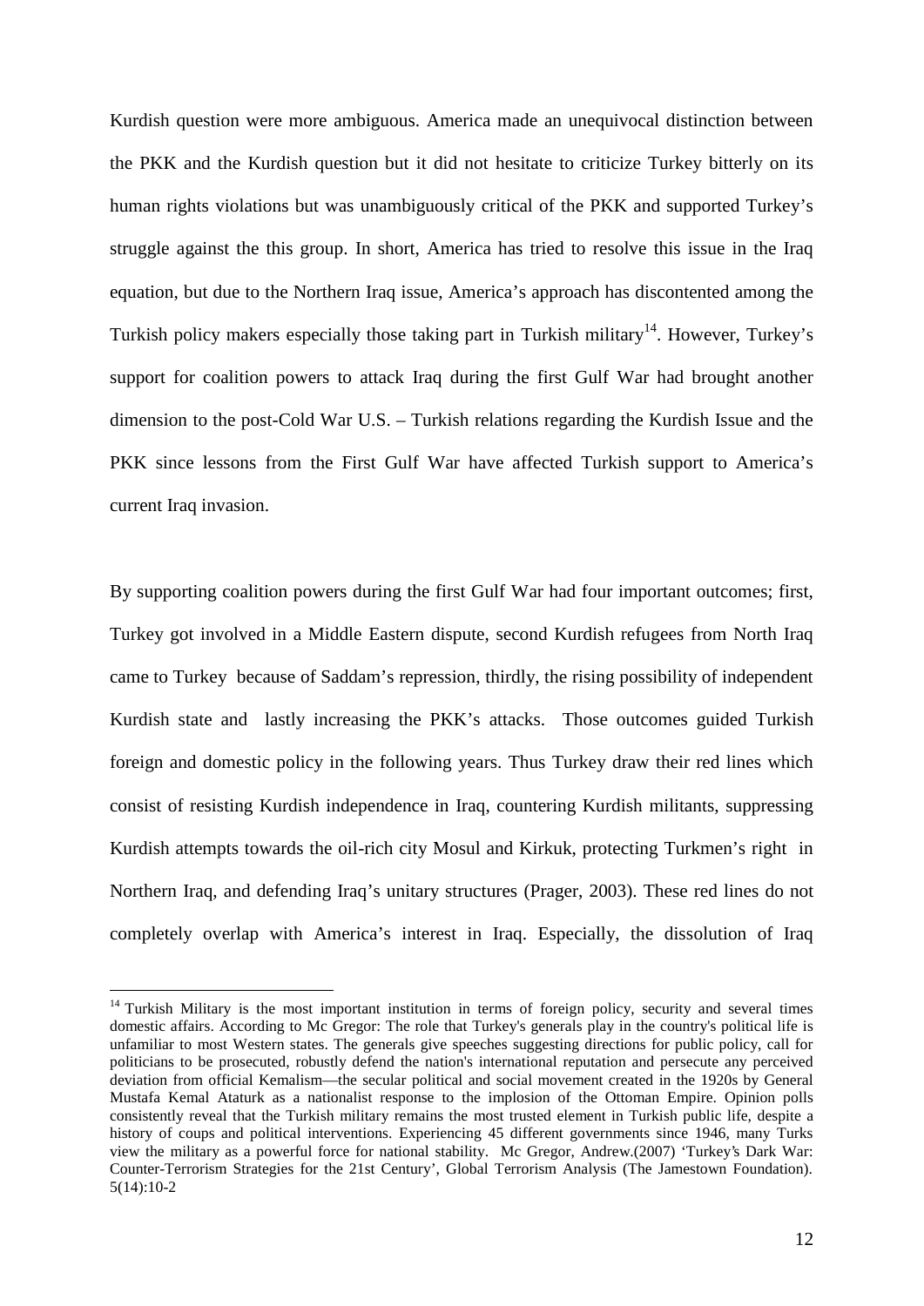Kurdish question were more ambiguous. America made an unequivocal distinction between the PKK and the Kurdish question but it did not hesitate to criticize Turkey bitterly on its human rights violations but was unambiguously critical of the PKK and supported Turkey's struggle against the this group. In short, America has tried to resolve this issue in the Iraq equation, but due to the Northern Iraq issue, America's approach has discontented among the Turkish policy makers especially those taking part in Turkish military[14]. However, Turkey's support for coalition powers to attack Iraq during the first Gulf War had brought another dimension to the post-Cold War U.S. – Turkish relations regarding the Kurdish Issue and the PKK since lessons from the First Gulf War have affected Turkish support to America's current Iraq invasion.

By supporting coalition powers during the first Gulf War had four important outcomes; first, Turkey got involved in a Middle Eastern dispute, second Kurdish refugees from North Iraq came to Turkey because of Saddam's repression, thirdly, the rising possibility of independent Kurdish state and lastly increasing the PKK's attacks. Those outcomes guided Turkish foreign and domestic policy in the following years. Thus Turkey draw their red lines which consist of resisting Kurdish independence in Iraq, countering Kurdish militants, suppressing Kurdish attempts towards the oil-rich city Mosul and Kirkuk, protecting Turkmen's right in Northern Iraq, and defending Iraq's unitary structures (Prager, 2003). These red lines do not completely overlap with America's interest in Iraq. Especially, the dissolution of Iraq

[14] Turkish Military is the most important institution in terms of foreign policy, security and several times domestic affairs. According to Mc Gregor: The role that Turkey's generals play in the country's political life is unfamiliar to most Western states. The generals give speeches suggesting directions for public policy, call for politicians to be prosecuted, robustly defend the nation's international reputation and persecute any perceived deviation from official Kemalism—the secular political and social movement created in the 1920s by General Mustafa Kemal Ataturk as a nationalist response to the implosion of the Ottoman Empire. Opinion polls consistently reveal that the Turkish military remains the most trusted element in Turkish public life, despite a history of coups and political interventions. Experiencing 45 different governments since 1946, many Turks view the military as a powerful force for national stability. Mc Gregor, Andrew.(2007) 'Turkey's Dark War: Counter-Terrorism Strategies for the 21st Century', Global Terrorism Analysis (The Jamestown Foundation). 5(14):10-2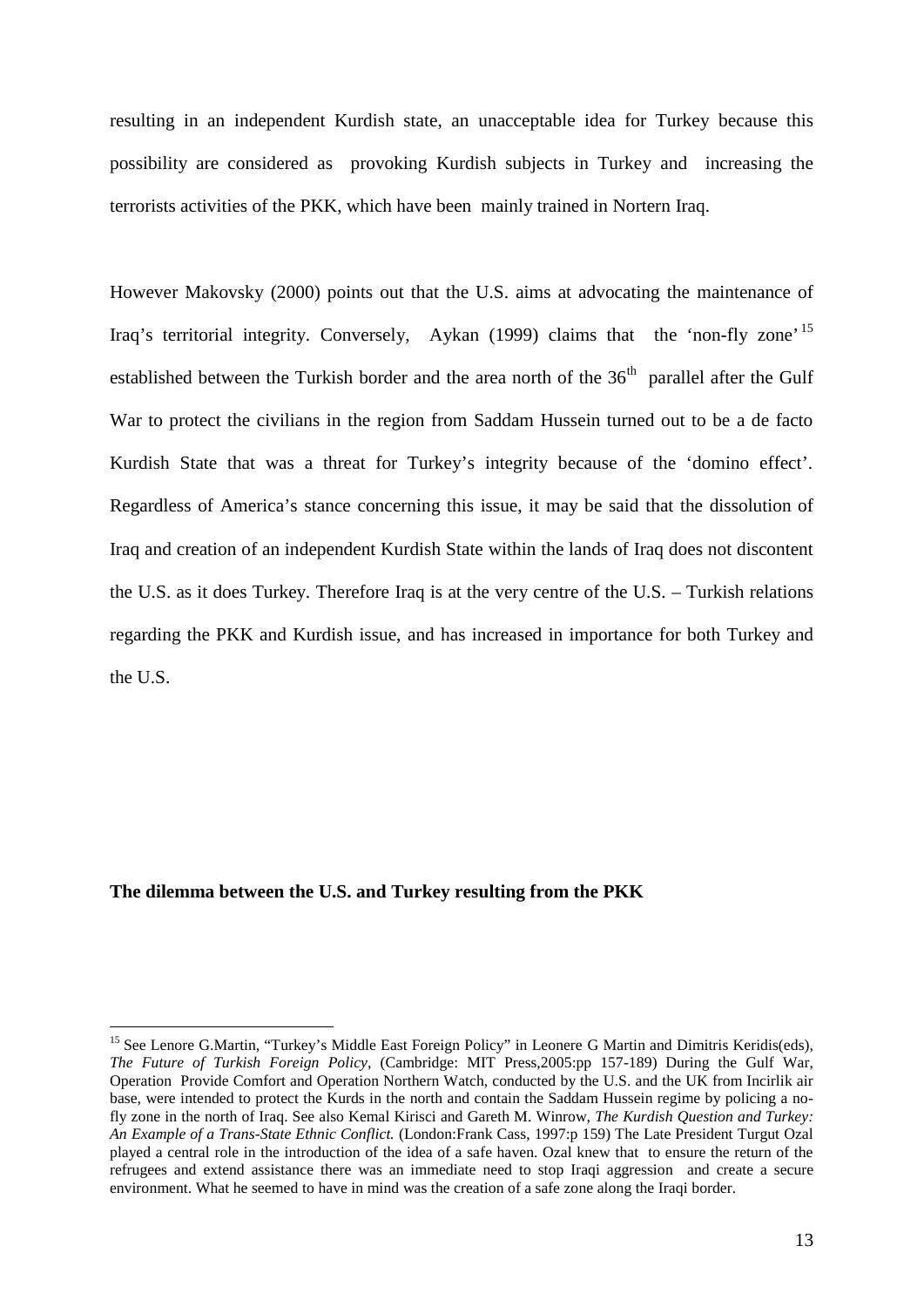resulting in an independent Kurdish state, an unacceptable idea for Turkey because this possibility are considered as provoking Kurdish subjects in Turkey and increasing the terrorists activities of the PKK, which have been mainly trained in Nortern Iraq.

However Makovsky (2000) points out that the U.S. aims at advocating the maintenance of Iraq's territorial integrity. Conversely, Aykan (1999) claims that the 'non-fly zone'[15] established between the Turkish border and the area north of the 36$^{th}$ parallel after the Gulf War to protect the civilians in the region from Saddam Hussein turned out to be a de facto Kurdish State that was a threat for Turkey's integrity because of the 'domino effect'. Regardless of America's stance concerning this issue, it may be said that the dissolution of Iraq and creation of an independent Kurdish State within the lands of Iraq does not discontent the U.S. as it does Turkey. Therefore Iraq is at the very centre of the U.S. – Turkish relations regarding the PKK and Kurdish issue, and has increased in importance for both Turkey and the U.S.

**The dilemma between the U.S. and Turkey resulting from the PKK**

---

[15] See Lenore G.Martin, "Turkey's Middle East Foreign Policy" in Leonere G Martin and Dimitris Keridis(eds), *The Future of Turkish Foreign Policy,* (Cambridge: MIT Press,2005:pp 157-189) During the Gulf War, Operation Provide Comfort and Operation Northern Watch, conducted by the U.S. and the UK from Incirlik air base, were intended to protect the Kurds in the north and contain the Saddam Hussein regime by policing a no-fly zone in the north of Iraq. See also Kemal Kirisci and Gareth M. Winrow, *The Kurdish Question and Turkey: An Example of a Trans-State Ethnic Conflict.* (London:Frank Cass, 1997:p 159) The Late President Turgut Ozal played a central role in the introduction of the idea of a safe haven. Ozal knew that to ensure the return of the refugees and extend assistance there was an immediate need to stop Iraqi aggression and create a secure environment. What he seemed to have in mind was the creation of a safe zone along the Iraqi border.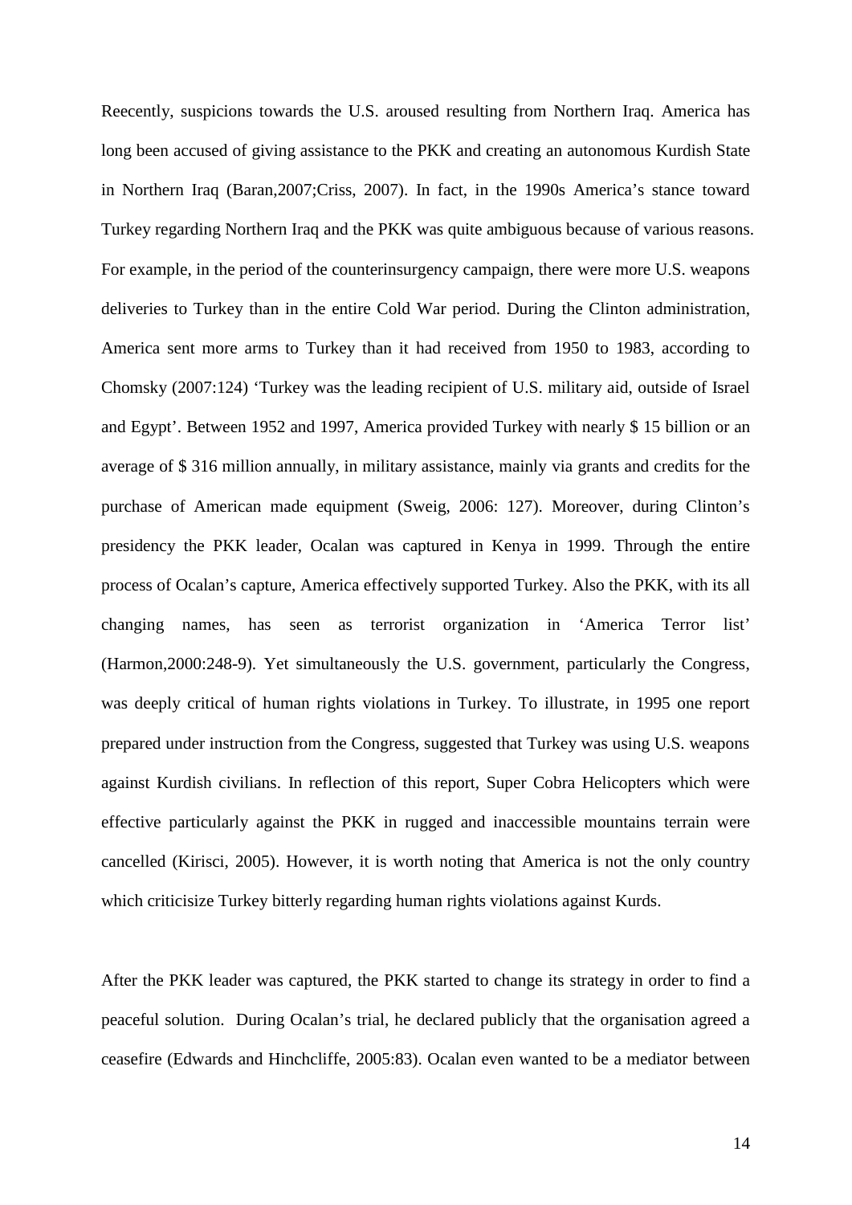Reecently, suspicions towards the U.S. aroused resulting from Northern Iraq. America has long been accused of giving assistance to the PKK and creating an autonomous Kurdish State in Northern Iraq (Baran,2007;Criss, 2007). In fact, in the 1990s America's stance toward Turkey regarding Northern Iraq and the PKK was quite ambiguous because of various reasons. For example, in the period of the counterinsurgency campaign, there were more U.S. weapons deliveries to Turkey than in the entire Cold War period. During the Clinton administration, America sent more arms to Turkey than it had received from 1950 to 1983, according to Chomsky (2007:124) 'Turkey was the leading recipient of U.S. military aid, outside of Israel and Egypt'. Between 1952 and 1997, America provided Turkey with nearly $ 15 billion or an average of $ 316 million annually, in military assistance, mainly via grants and credits for the purchase of American made equipment (Sweig, 2006: 127). Moreover, during Clinton's presidency the PKK leader, Ocalan was captured in Kenya in 1999. Through the entire process of Ocalan's capture, America effectively supported Turkey. Also the PKK, with its all changing names, has seen as terrorist organization in 'America Terror list' (Harmon,2000:248-9). Yet simultaneously the U.S. government, particularly the Congress, was deeply critical of human rights violations in Turkey. To illustrate, in 1995 one report prepared under instruction from the Congress, suggested that Turkey was using U.S. weapons against Kurdish civilians. In reflection of this report, Super Cobra Helicopters which were effective particularly against the PKK in rugged and inaccessible mountains terrain were cancelled (Kirisci, 2005). However, it is worth noting that America is not the only country which criticisize Turkey bitterly regarding human rights violations against Kurds.

After the PKK leader was captured, the PKK started to change its strategy in order to find a peaceful solution. During Ocalan's trial, he declared publicly that the organisation agreed a ceasefire (Edwards and Hinchcliffe, 2005:83). Ocalan even wanted to be a mediator between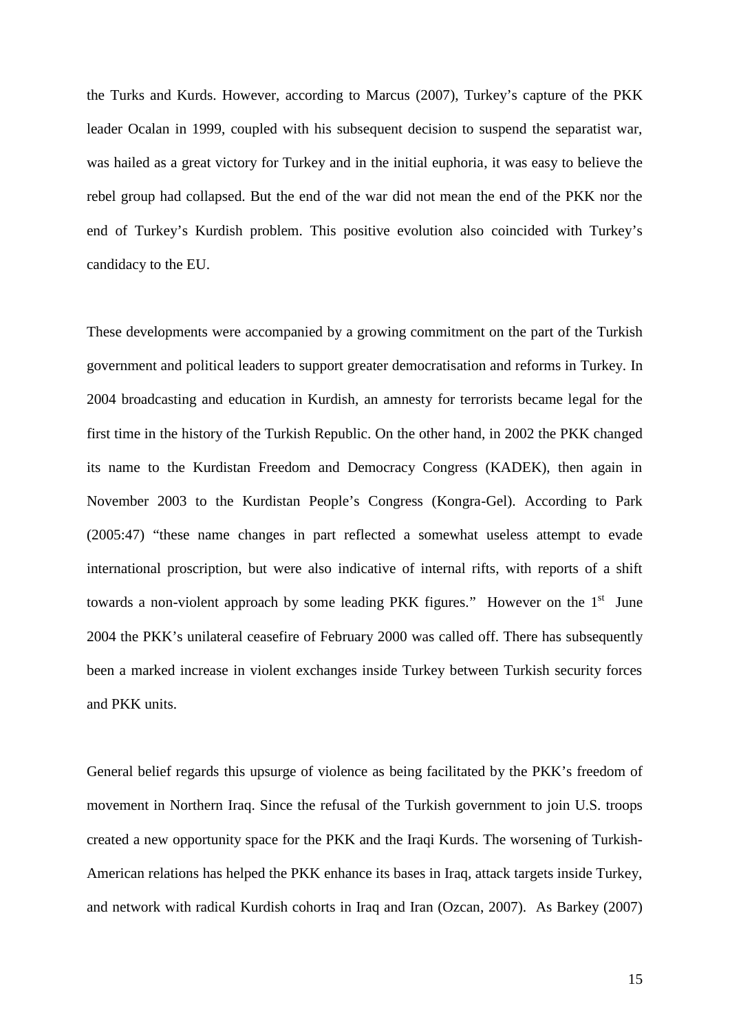the Turks and Kurds. However, according to Marcus (2007), Turkey's capture of the PKK leader Ocalan in 1999, coupled with his subsequent decision to suspend the separatist war, was hailed as a great victory for Turkey and in the initial euphoria, it was easy to believe the rebel group had collapsed. But the end of the war did not mean the end of the PKK nor the end of Turkey's Kurdish problem. This positive evolution also coincided with Turkey's candidacy to the EU.

These developments were accompanied by a growing commitment on the part of the Turkish government and political leaders to support greater democratisation and reforms in Turkey. In 2004 broadcasting and education in Kurdish, an amnesty for terrorists became legal for the first time in the history of the Turkish Republic. On the other hand, in 2002 the PKK changed its name to the Kurdistan Freedom and Democracy Congress (KADEK), then again in November 2003 to the Kurdistan People's Congress (Kongra-Gel). According to Park (2005:47) "these name changes in part reflected a somewhat useless attempt to evade international proscription, but were also indicative of internal rifts, with reports of a shift towards a non-violent approach by some leading PKK figures." However on the 1st June 2004 the PKK's unilateral ceasefire of February 2000 was called off. There has subsequently been a marked increase in violent exchanges inside Turkey between Turkish security forces and PKK units.

General belief regards this upsurge of violence as being facilitated by the PKK's freedom of movement in Northern Iraq. Since the refusal of the Turkish government to join U.S. troops created a new opportunity space for the PKK and the Iraqi Kurds. The worsening of Turkish-American relations has helped the PKK enhance its bases in Iraq, attack targets inside Turkey, and network with radical Kurdish cohorts in Iraq and Iran (Ozcan, 2007). As Barkey (2007)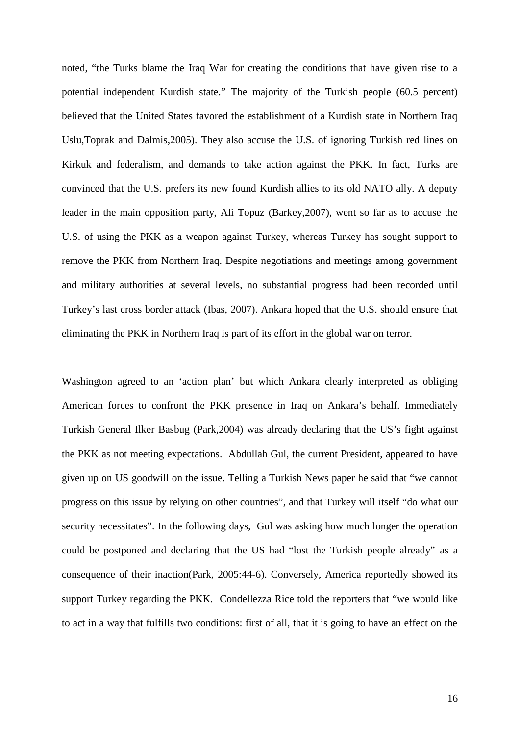noted, "the Turks blame the Iraq War for creating the conditions that have given rise to a potential independent Kurdish state." The majority of the Turkish people (60.5 percent) believed that the United States favored the establishment of a Kurdish state in Northern Iraq Uslu,Toprak and Dalmis,2005). They also accuse the U.S. of ignoring Turkish red lines on Kirkuk and federalism, and demands to take action against the PKK. In fact, Turks are convinced that the U.S. prefers its new found Kurdish allies to its old NATO ally. A deputy leader in the main opposition party, Ali Topuz (Barkey,2007), went so far as to accuse the U.S. of using the PKK as a weapon against Turkey, whereas Turkey has sought support to remove the PKK from Northern Iraq. Despite negotiations and meetings among government and military authorities at several levels, no substantial progress had been recorded until Turkey's last cross border attack (Ibas, 2007). Ankara hoped that the U.S. should ensure that eliminating the PKK in Northern Iraq is part of its effort in the global war on terror.

Washington agreed to an 'action plan' but which Ankara clearly interpreted as obliging American forces to confront the PKK presence in Iraq on Ankara's behalf. Immediately Turkish General Ilker Basbug (Park,2004) was already declaring that the US's fight against the PKK as not meeting expectations. Abdullah Gul, the current President, appeared to have given up on US goodwill on the issue. Telling a Turkish News paper he said that "we cannot progress on this issue by relying on other countries", and that Turkey will itself "do what our security necessitates". In the following days, Gul was asking how much longer the operation could be postponed and declaring that the US had "lost the Turkish people already" as a consequence of their inaction(Park, 2005:44-6). Conversely, America reportedly showed its support Turkey regarding the PKK. Condellezza Rice told the reporters that "we would like to act in a way that fulfills two conditions: first of all, that it is going to have an effect on the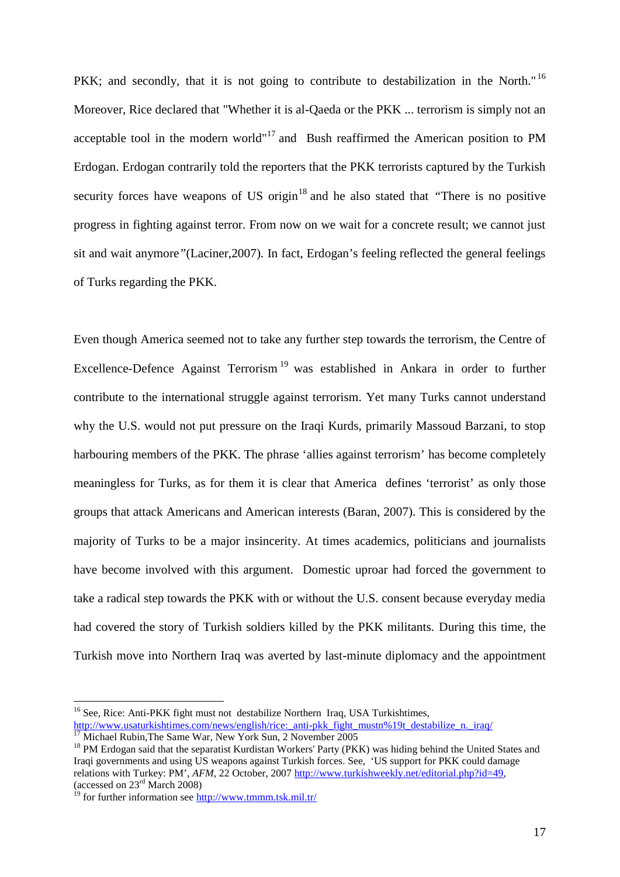PKK; and secondly, that it is not going to contribute to destabilization in the North."[16] Moreover, Rice declared that "Whether it is al-Qaeda or the PKK ... terrorism is simply not an acceptable tool in the modern world"[17] and Bush reaffirmed the American position to PM Erdogan. Erdogan contrarily told the reporters that the PKK terrorists captured by the Turkish security forces have weapons of US origin[18] and he also stated that "There is no positive progress in fighting against terror. From now on we wait for a concrete result; we cannot just sit and wait anymore"(Laciner,2007). In fact, Erdogan's feeling reflected the general feelings of Turks regarding the PKK.

Even though America seemed not to take any further step towards the terrorism, the Centre of Excellence-Defence Against Terrorism[19] was established in Ankara in order to further contribute to the international struggle against terrorism. Yet many Turks cannot understand why the U.S. would not put pressure on the Iraqi Kurds, primarily Massoud Barzani, to stop harbouring members of the PKK. The phrase 'allies against terrorism' has become completely meaningless for Turks, as for them it is clear that America defines 'terrorist' as only those groups that attack Americans and American interests (Baran, 2007). This is considered by the majority of Turks to be a major insincerity. At times academics, politicians and journalists have become involved with this argument. Domestic uproar had forced the government to take a radical step towards the PKK with or without the U.S. consent because everyday media had covered the story of Turkish soldiers killed by the PKK militants. During this time, the Turkish move into Northern Iraq was averted by last-minute diplomacy and the appointment

---

[16] See, Rice: Anti-PKK fight must not destabilize Northern Iraq, USA Turkishtimes, http://www.usaturkishtimes.com/news/english/rice:_anti-pkk_fight_mustn%19t_destabilize_n._iraq/

[17] Michael Rubin,The Same War, New York Sun, 2 November 2005

[18] PM Erdogan said that the separatist Kurdistan Workers' Party (PKK) was hiding behind the United States and Iraqi governments and using US weapons against Turkish forces. See, 'US support for PKK could damage relations with Turkey: PM', *AFM*, 22 October, 2007 http://www.turkishweekly.net/editorial.php?id=49, (accessed on 23rd March 2008)

[19] for further information see http://www.tmmm.tsk.mil.tr/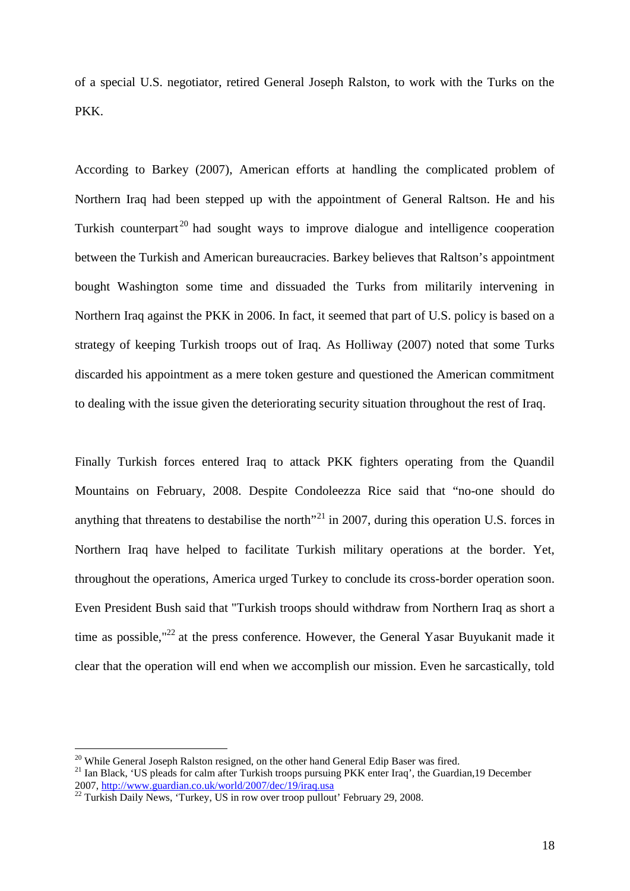of a special U.S. negotiator, retired General Joseph Ralston, to work with the Turks on the PKK.

According to Barkey (2007), American efforts at handling the complicated problem of Northern Iraq had been stepped up with the appointment of General Raltson. He and his Turkish counterpart[20] had sought ways to improve dialogue and intelligence cooperation between the Turkish and American bureaucracies. Barkey believes that Raltson's appointment bought Washington some time and dissuaded the Turks from militarily intervening in Northern Iraq against the PKK in 2006. In fact, it seemed that part of U.S. policy is based on a strategy of keeping Turkish troops out of Iraq. As Holliway (2007) noted that some Turks discarded his appointment as a mere token gesture and questioned the American commitment to dealing with the issue given the deteriorating security situation throughout the rest of Iraq.

Finally Turkish forces entered Iraq to attack PKK fighters operating from the Quandil Mountains on February, 2008. Despite Condoleezza Rice said that "no-one should do anything that threatens to destabilise the north"[21] in 2007, during this operation U.S. forces in Northern Iraq have helped to facilitate Turkish military operations at the border. Yet, throughout the operations, America urged Turkey to conclude its cross-border operation soon. Even President Bush said that "Turkish troops should withdraw from Northern Iraq as short a time as possible,"[22] at the press conference. However, the General Yasar Buyukanit made it clear that the operation will end when we accomplish our mission. Even he sarcastically, told

---

[20] While General Joseph Ralston resigned, on the other hand General Edip Baser was fired.

[21] Ian Black, 'US pleads for calm after Turkish troops pursuing PKK enter Iraq', the Guardian,19 December 2007, http://www.guardian.co.uk/world/2007/dec/19/iraq.usa

[22] Turkish Daily News, 'Turkey, US in row over troop pullout' February 29, 2008.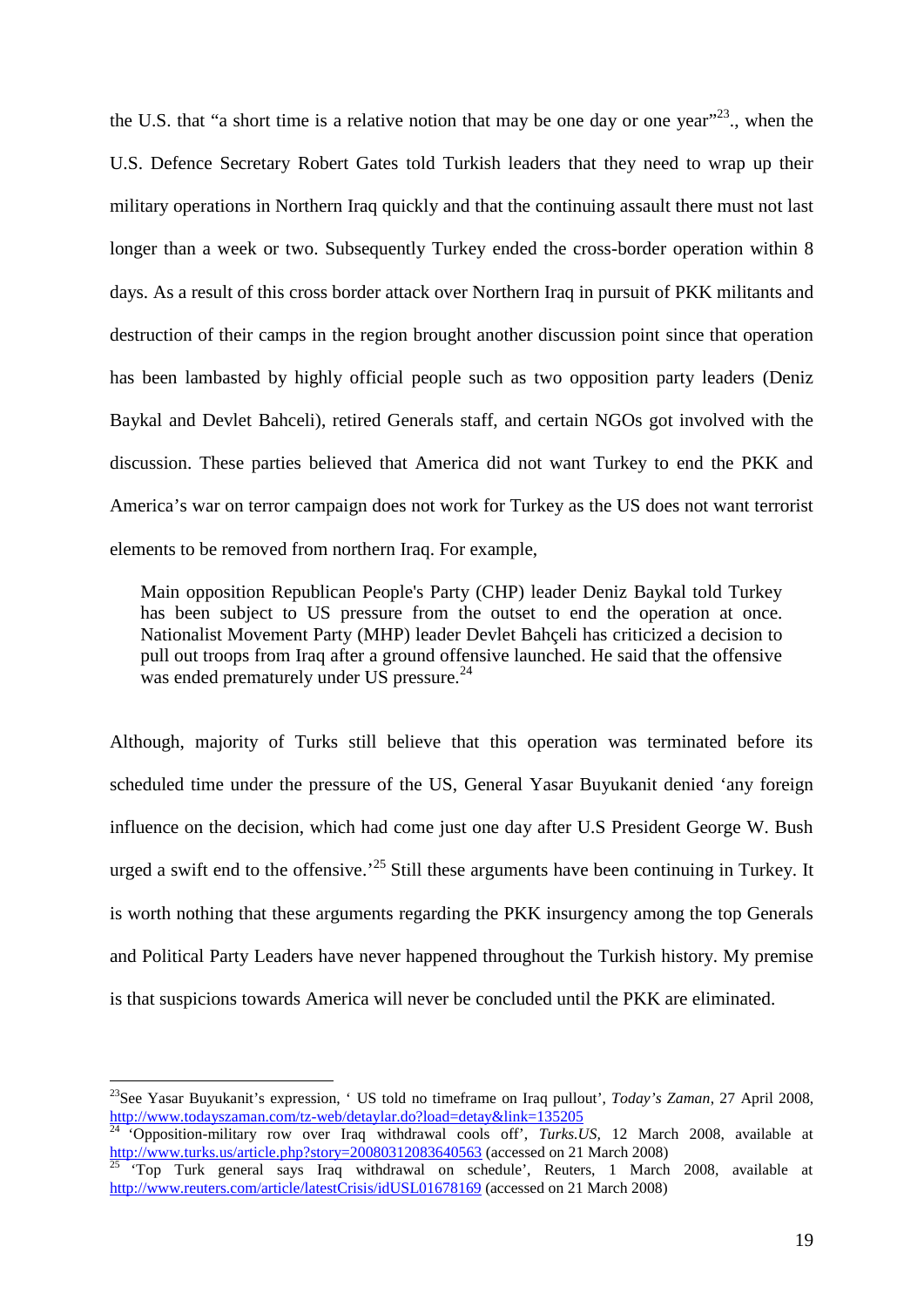the U.S. that "a short time is a relative notion that may be one day or one year"[23]., when the U.S. Defence Secretary Robert Gates told Turkish leaders that they need to wrap up their military operations in Northern Iraq quickly and that the continuing assault there must not last longer than a week or two. Subsequently Turkey ended the cross-border operation within 8 days. As a result of this cross border attack over Northern Iraq in pursuit of PKK militants and destruction of their camps in the region brought another discussion point since that operation has been lambasted by highly official people such as two opposition party leaders (Deniz Baykal and Devlet Bahceli), retired Generals staff, and certain NGOs got involved with the discussion. These parties believed that America did not want Turkey to end the PKK and America's war on terror campaign does not work for Turkey as the US does not want terrorist elements to be removed from northern Iraq. For example,

> Main opposition Republican People's Party (CHP) leader Deniz Baykal told Turkey has been subject to US pressure from the outset to end the operation at once. Nationalist Movement Party (MHP) leader Devlet Bahçeli has criticized a decision to pull out troops from Iraq after a ground offensive launched. He said that the offensive was ended prematurely under US pressure.[24]

Although, majority of Turks still believe that this operation was terminated before its scheduled time under the pressure of the US, General Yasar Buyukanit denied 'any foreign influence on the decision, which had come just one day after U.S President George W. Bush urged a swift end to the offensive.'[25] Still these arguments have been continuing in Turkey. It is worth nothing that these arguments regarding the PKK insurgency among the top Generals and Political Party Leaders have never happened throughout the Turkish history. My premise is that suspicions towards America will never be concluded until the PKK are eliminated.

---

[23]See Yasar Buyukanit's expression, ' US told no timeframe on Iraq pullout', *Today's Zaman*, 27 April 2008, http://www.todayszaman.com/tz-web/detaylar.do?load=detay&link=135205

[24] 'Opposition-military row over Iraq withdrawal cools off', *Turks.US*, 12 March 2008, available at http://www.turks.us/article.php?story=20080312083640563 (accessed on 21 March 2008)

[25] 'Top Turk general says Iraq withdrawal on schedule', Reuters, 1 March 2008, available at http://www.reuters.com/article/latestCrisis/idUSL01678169 (accessed on 21 March 2008)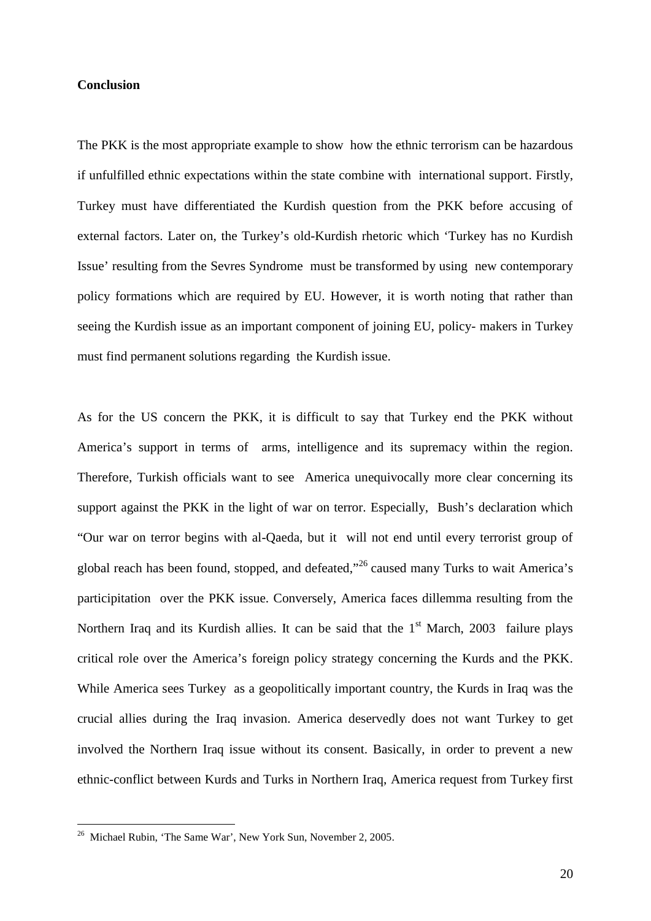**Conclusion**

The PKK is the most appropriate example to show how the ethnic terrorism can be hazardous if unfulfilled ethnic expectations within the state combine with international support. Firstly, Turkey must have differentiated the Kurdish question from the PKK before accusing of external factors. Later on, the Turkey's old-Kurdish rhetoric which 'Turkey has no Kurdish Issue' resulting from the Sevres Syndrome must be transformed by using new contemporary policy formations which are required by EU. However, it is worth noting that rather than seeing the Kurdish issue as an important component of joining EU, policy- makers in Turkey must find permanent solutions regarding the Kurdish issue.

As for the US concern the PKK, it is difficult to say that Turkey end the PKK without America's support in terms of arms, intelligence and its supremacy within the region. Therefore, Turkish officials want to see America unequivocally more clear concerning its support against the PKK in the light of war on terror. Especially, Bush's declaration which "Our war on terror begins with al-Qaeda, but it will not end until every terrorist group of global reach has been found, stopped, and defeated,"[26] caused many Turks to wait America's participitation over the PKK issue. Conversely, America faces dillemma resulting from the Northern Iraq and its Kurdish allies. It can be said that the 1st March, 2003 failure plays critical role over the America's foreign policy strategy concerning the Kurds and the PKK. While America sees Turkey as a geopolitically important country, the Kurds in Iraq was the crucial allies during the Iraq invasion. America deservedly does not want Turkey to get involved the Northern Iraq issue without its consent. Basically, in order to prevent a new ethnic-conflict between Kurds and Turks in Northern Iraq, America request from Turkey first

[26] Michael Rubin, 'The Same War', New York Sun, November 2, 2005.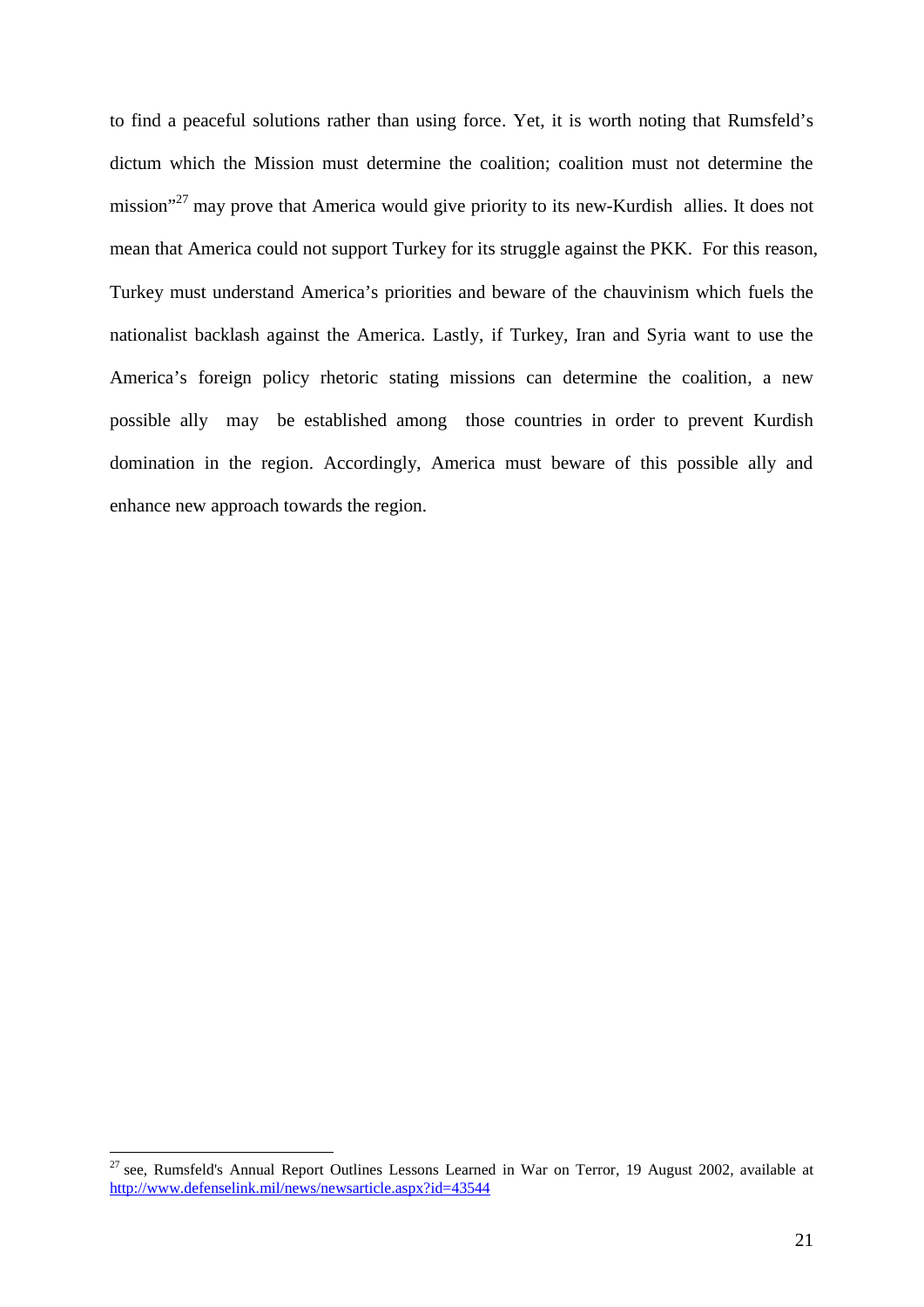to find a peaceful solutions rather than using force. Yet, it is worth noting that Rumsfeld's dictum which the Mission must determine the coalition; coalition must not determine the mission"[27] may prove that America would give priority to its new-Kurdish allies. It does not mean that America could not support Turkey for its struggle against the PKK. For this reason, Turkey must understand America's priorities and beware of the chauvinism which fuels the nationalist backlash against the America. Lastly, if Turkey, Iran and Syria want to use the America's foreign policy rhetoric stating missions can determine the coalition, a new possible ally may be established among those countries in order to prevent Kurdish domination in the region. Accordingly, America must beware of this possible ally and enhance new approach towards the region.

---

[27] see, Rumsfeld's Annual Report Outlines Lessons Learned in War on Terror, 19 August 2002, available at http://www.defenselink.mil/news/newsarticle.aspx?id=43544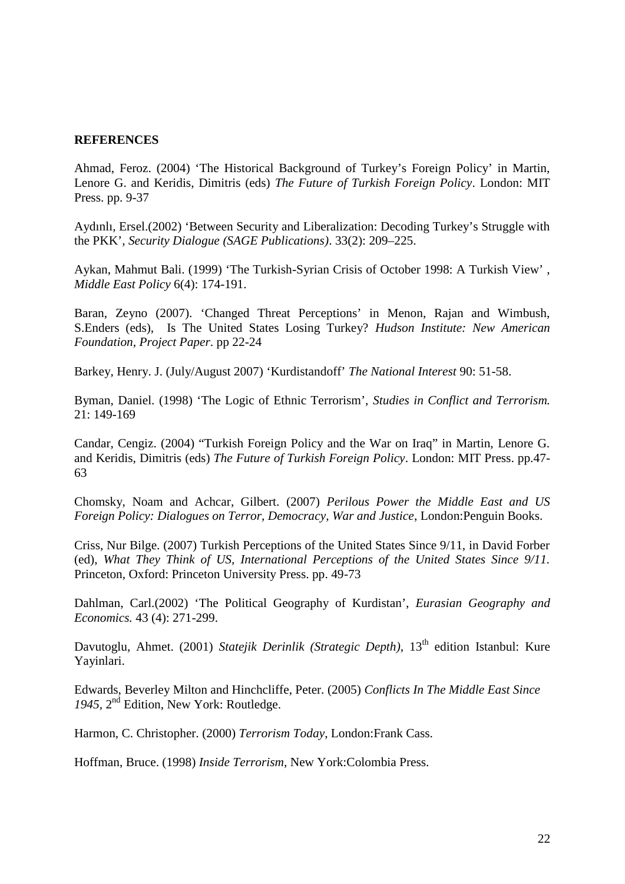**REFERENCES**

Ahmad, Feroz. (2004) 'The Historical Background of Turkey's Foreign Policy' in Martin, Lenore G. and Keridis, Dimitris (eds) *The Future of Turkish Foreign Policy*. London: MIT Press. pp. 9-37

Aydınlı, Ersel.(2002) 'Between Security and Liberalization: Decoding Turkey's Struggle with the PKK', *Security Dialogue (SAGE Publications)*. 33(2): 209–225.

Aykan, Mahmut Bali. (1999) 'The Turkish-Syrian Crisis of October 1998: A Turkish View' , *Middle East Policy* 6(4): 174-191.

Baran, Zeyno (2007). 'Changed Threat Perceptions' in Menon, Rajan and Wimbush, S.Enders (eds), Is The United States Losing Turkey? *Hudson Institute: New American Foundation, Project Paper*. pp 22-24

Barkey, Henry. J. (July/August 2007) 'Kurdistandoff' *The National Interest* 90: 51-58.

Byman, Daniel. (1998) 'The Logic of Ethnic Terrorism', *Studies in Conflict and Terrorism.* 21: 149-169

Candar, Cengiz. (2004) "Turkish Foreign Policy and the War on Iraq" in Martin, Lenore G. and Keridis, Dimitris (eds) *The Future of Turkish Foreign Policy*. London: MIT Press. pp.47-63

Chomsky, Noam and Achcar, Gilbert. (2007) *Perilous Power the Middle East and US Foreign Policy: Dialogues on Terror, Democracy, War and Justice*, London:Penguin Books.

Criss, Nur Bilge. (2007) Turkish Perceptions of the United States Since 9/11, in David Forber (ed), *What They Think of US, International Perceptions of the United States Since 9/11*. Princeton, Oxford: Princeton University Press. pp. 49-73

Dahlman, Carl.(2002) 'The Political Geography of Kurdistan', *Eurasian Geography and Economics.* 43 (4): 271-299.

Davutoglu, Ahmet. (2001) *Statejik Derinlik (Strategic Depth)*, 13th edition Istanbul: Kure Yayinlari.

Edwards, Beverley Milton and Hinchcliffe, Peter. (2005) *Conflicts In The Middle East Since 1945*, 2nd Edition, New York: Routledge.

Harmon, C. Christopher. (2000) *Terrorism Today*, London:Frank Cass.

Hoffman, Bruce. (1998) *Inside Terrorism*, New York:Colombia Press.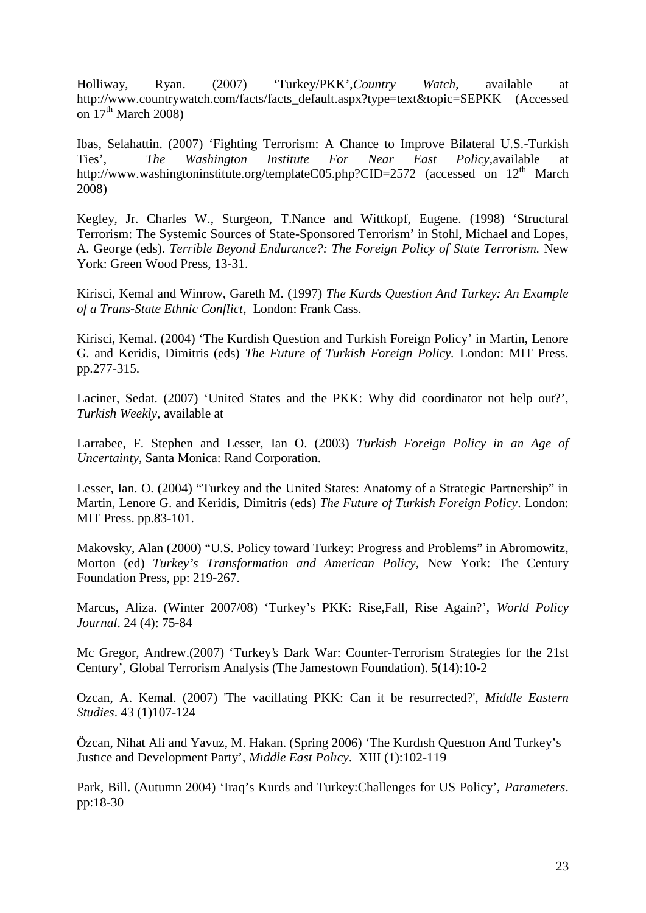Holliway, Ryan. (2007) 'Turkey/PKK',*Country Watch*, available at http://www.countrywatch.com/facts/facts_default.aspx?type=text&topic=SEPKK (Accessed on 17th March 2008)

Ibas, Selahattin. (2007) 'Fighting Terrorism: A Chance to Improve Bilateral U.S.-Turkish Ties', *The Washington Institute For Near East Policy*,available at http://www.washingtoninstitute.org/templateC05.php?CID=2572 (accessed on 12th March 2008)

Kegley, Jr. Charles W., Sturgeon, T.Nance and Wittkopf, Eugene. (1998) 'Structural Terrorism: The Systemic Sources of State-Sponsored Terrorism' in Stohl, Michael and Lopes, A. George (eds). *Terrible Beyond Endurance?: The Foreign Policy of State Terrorism.* New York: Green Wood Press, 13-31.

Kirisci, Kemal and Winrow, Gareth M. (1997) *The Kurds Question And Turkey: An Example of a Trans-State Ethnic Conflict*, London: Frank Cass.

Kirisci, Kemal. (2004) 'The Kurdish Question and Turkish Foreign Policy' in Martin, Lenore G. and Keridis, Dimitris (eds) *The Future of Turkish Foreign Policy.* London: MIT Press. pp.277-315.

Laciner, Sedat. (2007) 'United States and the PKK: Why did coordinator not help out?', *Turkish Weekly*, available at

Larrabee, F. Stephen and Lesser, Ian O. (2003) *Turkish Foreign Policy in an Age of Uncertainty*, Santa Monica: Rand Corporation.

Lesser, Ian. O. (2004) "Turkey and the United States: Anatomy of a Strategic Partnership" in Martin, Lenore G. and Keridis, Dimitris (eds) *The Future of Turkish Foreign Policy*. London: MIT Press. pp.83-101.

Makovsky, Alan (2000) "U.S. Policy toward Turkey: Progress and Problems" in Abromowitz, Morton (ed) *Turkey's Transformation and American Policy*, New York: The Century Foundation Press, pp: 219-267.

Marcus, Aliza. (Winter 2007/08) 'Turkey's PKK: Rise,Fall, Rise Again?', *World Policy Journal*. 24 (4): 75-84

Mc Gregor, Andrew.(2007) 'Turkey's Dark War: Counter-Terrorism Strategies for the 21st Century', Global Terrorism Analysis (The Jamestown Foundation). 5(14):10-2

Ozcan, A. Kemal. (2007) 'The vacillating PKK: Can it be resurrected?', *Middle Eastern Studies*. 43 (1)107-124

Özcan, Nihat Ali and Yavuz, M. Hakan. (Spring 2006) 'The Kurdısh Questıon And Turkey's Justıce and Development Party', *Mıddle East Polıcy*. XIII (1):102-119

Park, Bill. (Autumn 2004) 'Iraq's Kurds and Turkey:Challenges for US Policy', *Parameters*. pp:18-30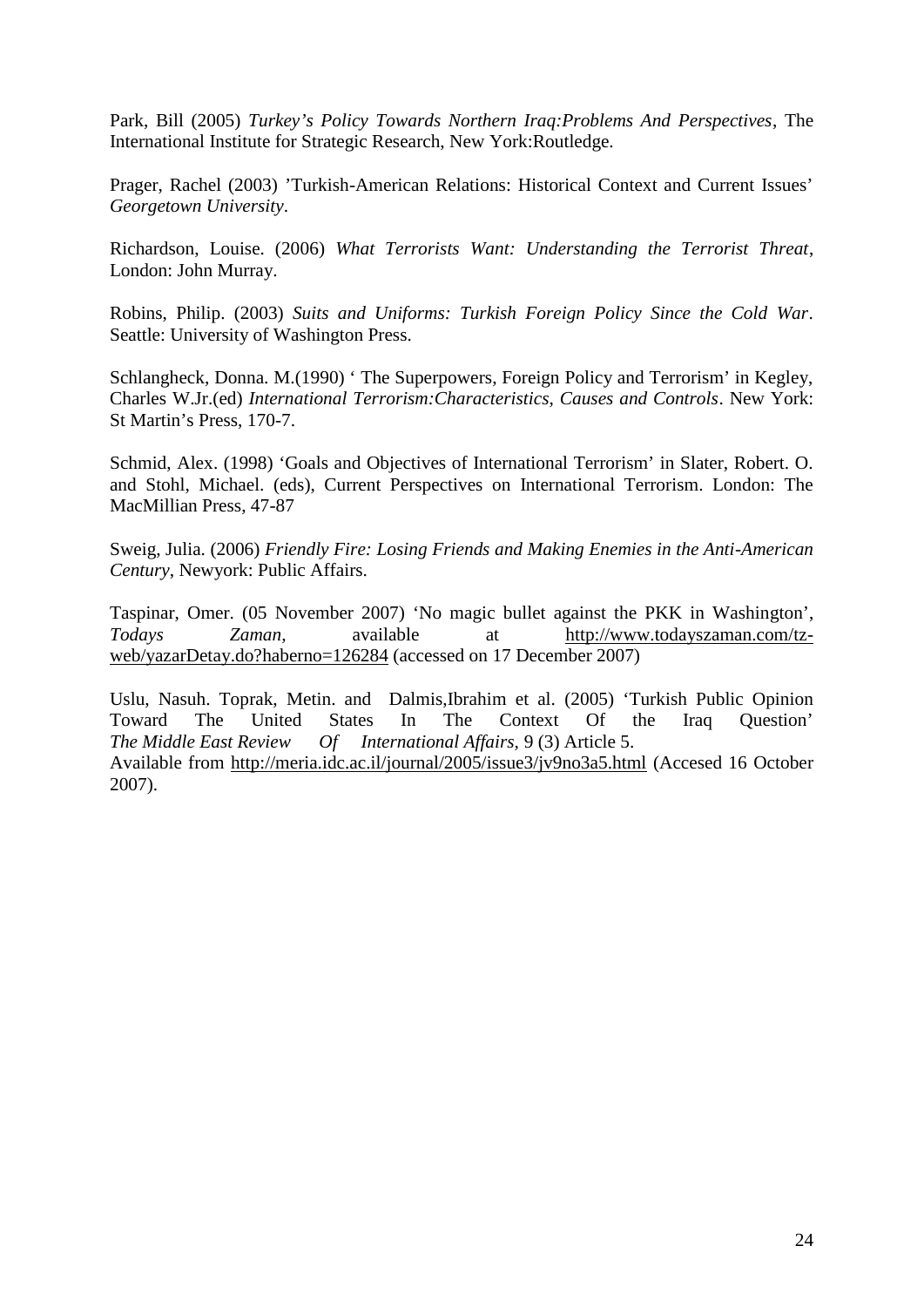Park, Bill (2005) *Turkey's Policy Towards Northern Iraq:Problems And Perspectives*, The International Institute for Strategic Research, New York:Routledge.

Prager, Rachel (2003) 'Turkish-American Relations: Historical Context and Current Issues' *Georgetown University*.

Richardson, Louise. (2006) *What Terrorists Want: Understanding the Terrorist Threat*, London: John Murray.

Robins, Philip. (2003) *Suits and Uniforms: Turkish Foreign Policy Since the Cold War*. Seattle: University of Washington Press.

Schlangheck, Donna. M.(1990) ' The Superpowers, Foreign Policy and Terrorism' in Kegley, Charles W.Jr.(ed) *International Terrorism:Characteristics, Causes and Controls*. New York: St Martin's Press, 170-7.

Schmid, Alex. (1998) 'Goals and Objectives of International Terrorism' in Slater, Robert. O. and Stohl, Michael. (eds), Current Perspectives on International Terrorism. London: The MacMillian Press, 47-87

Sweig, Julia. (2006) *Friendly Fire: Losing Friends and Making Enemies in the Anti-American Century*, Newyork: Public Affairs.

Taspinar, Omer. (05 November 2007) 'No magic bullet against the PKK in Washington', *Todays Zaman*, available at http://www.todayszaman.com/tz-web/yazarDetay.do?haberno=126284 (accessed on 17 December 2007)

Uslu, Nasuh. Toprak, Metin. and Dalmis,Ibrahim et al. (2005) 'Turkish Public Opinion Toward The United States In The Context Of the Iraq Question' *The Middle East Review Of International Affairs*, 9 (3) Article 5.
Available from http://meria.idc.ac.il/journal/2005/issue3/jv9no3a5.html (Accesed 16 October 2007).